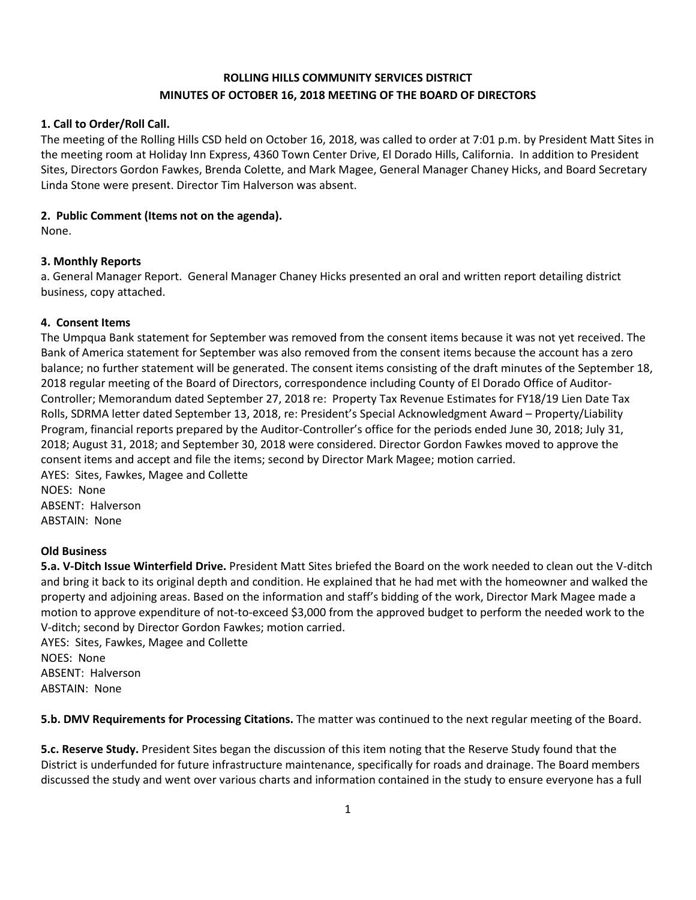**ROLLING HILLS COMMUNITY SERVICES DISTRICT**
**MINUTES OF OCTOBER 16, 2018 MEETING OF THE BOARD OF DIRECTORS**

**1. Call to Order/Roll Call.**

The meeting of the Rolling Hills CSD held on October 16, 2018, was called to order at 7:01 p.m. by President Matt Sites in the meeting room at Holiday Inn Express, 4360 Town Center Drive, El Dorado Hills, California. In addition to President Sites, Directors Gordon Fawkes, Brenda Colette, and Mark Magee, General Manager Chaney Hicks, and Board Secretary Linda Stone were present. Director Tim Halverson was absent.

**2. Public Comment (Items not on the agenda).**

None.

**3. Monthly Reports**

a. General Manager Report. General Manager Chaney Hicks presented an oral and written report detailing district business, copy attached.

**4. Consent Items**

The Umpqua Bank statement for September was removed from the consent items because it was not yet received. The Bank of America statement for September was also removed from the consent items because the account has a zero balance; no further statement will be generated. The consent items consisting of the draft minutes of the September 18, 2018 regular meeting of the Board of Directors, correspondence including County of El Dorado Office of Auditor-Controller; Memorandum dated September 27, 2018 re: Property Tax Revenue Estimates for FY18/19 Lien Date Tax Rolls, SDRMA letter dated September 13, 2018, re: President's Special Acknowledgment Award – Property/Liability Program, financial reports prepared by the Auditor-Controller's office for the periods ended June 30, 2018; July 31, 2018; August 31, 2018; and September 30, 2018 were considered. Director Gordon Fawkes moved to approve the consent items and accept and file the items; second by Director Mark Magee; motion carried.

AYES: Sites, Fawkes, Magee and Collette
NOES: None
ABSENT: Halverson
ABSTAIN: None

**Old Business**

**5.a. V-Ditch Issue Winterfield Drive.** President Matt Sites briefed the Board on the work needed to clean out the V-ditch and bring it back to its original depth and condition. He explained that he had met with the homeowner and walked the property and adjoining areas. Based on the information and staff's bidding of the work, Director Mark Magee made a motion to approve expenditure of not-to-exceed $3,000 from the approved budget to perform the needed work to the V-ditch; second by Director Gordon Fawkes; motion carried.

AYES: Sites, Fawkes, Magee and Collette
NOES: None
ABSENT: Halverson
ABSTAIN: None

**5.b. DMV Requirements for Processing Citations.** The matter was continued to the next regular meeting of the Board.

**5.c. Reserve Study.** President Sites began the discussion of this item noting that the Reserve Study found that the District is underfunded for future infrastructure maintenance, specifically for roads and drainage. The Board members discussed the study and went over various charts and information contained in the study to ensure everyone has a full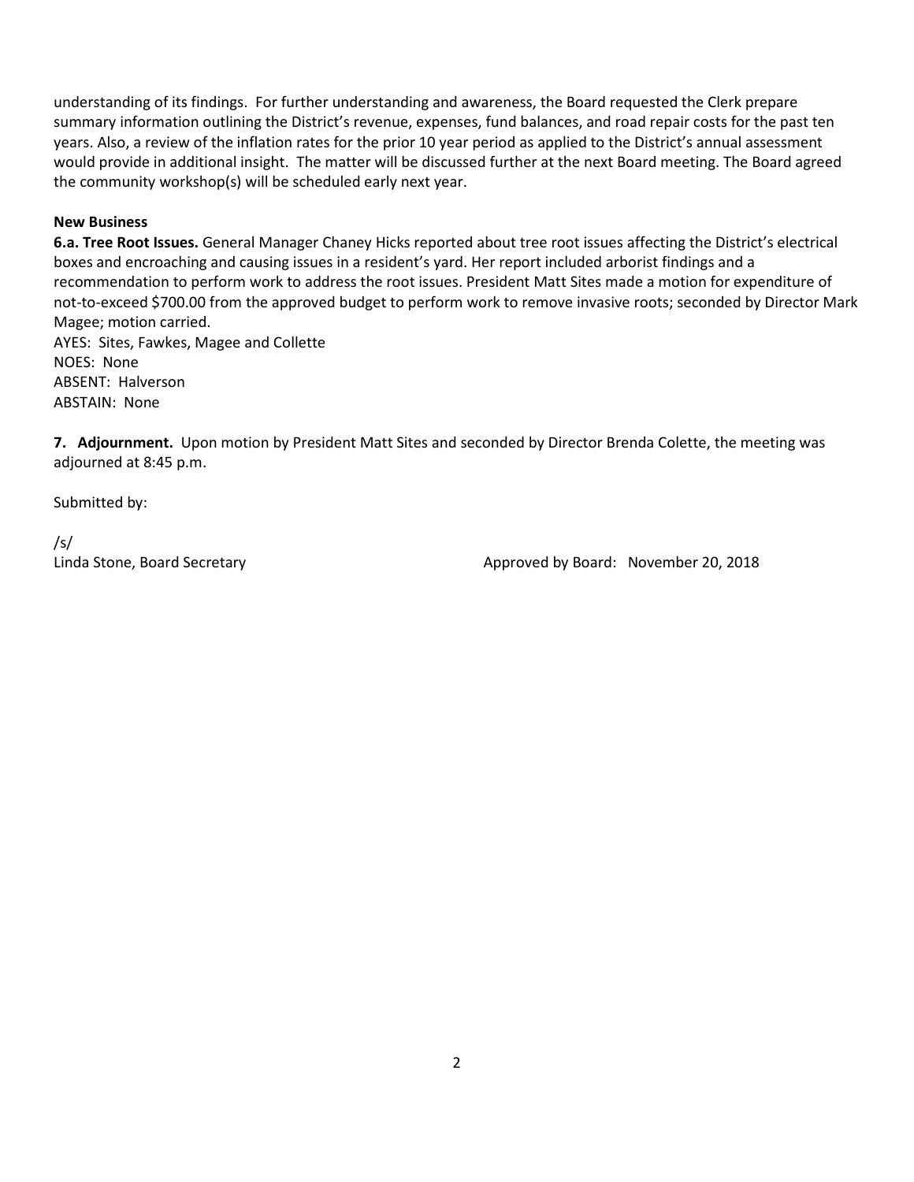understanding of its findings. For further understanding and awareness, the Board requested the Clerk prepare summary information outlining the District's revenue, expenses, fund balances, and road repair costs for the past ten years. Also, a review of the inflation rates for the prior 10 year period as applied to the District's annual assessment would provide in additional insight. The matter will be discussed further at the next Board meeting. The Board agreed the community workshop(s) will be scheduled early next year.

**New Business**

**6.a. Tree Root Issues.** General Manager Chaney Hicks reported about tree root issues affecting the District's electrical boxes and encroaching and causing issues in a resident's yard. Her report included arborist findings and a recommendation to perform work to address the root issues. President Matt Sites made a motion for expenditure of not-to-exceed $700.00 from the approved budget to perform work to remove invasive roots; seconded by Director Mark Magee; motion carried.

AYES: Sites, Fawkes, Magee and Collette
NOES: None
ABSENT: Halverson
ABSTAIN: None

**7. Adjournment.** Upon motion by President Matt Sites and seconded by Director Brenda Colette, the meeting was adjourned at 8:45 p.m.

Submitted by:

/s/
Linda Stone, Board Secretary

Approved by Board: November 20, 2018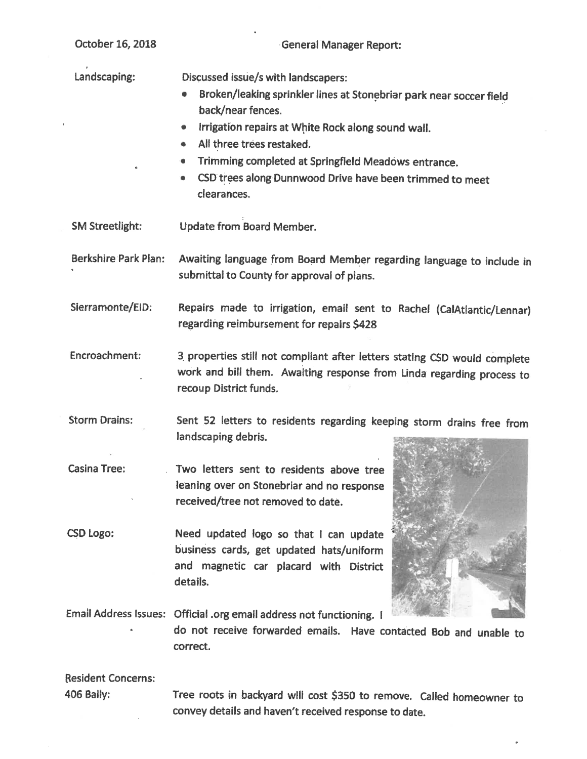October 16, 2018

**General Manager Report:**

**Landscaping:** Discussed issue/s with landscapers:

- Broken/leaking sprinkler lines at Stonebriar park near soccer field back/near fences.
- Irrigation repairs at White Rock along sound wall.
- All three trees restaked.
- Trimming completed at Springfield Meadows entrance.
- CSD trees along Dunnwood Drive have been trimmed to meet clearances.

**SM Streetlight:** Update from Board Member.

**Berkshire Park Plan:** Awaiting language from Board Member regarding language to include in submittal to County for approval of plans.

**Sierramonte/EID:** Repairs made to irrigation, email sent to Rachel (CalAtlantic/Lennar) regarding reimbursement for repairs $428

**Encroachment:** 3 properties still not compliant after letters stating CSD would complete work and bill them. Awaiting response from Linda regarding process to recoup District funds.

**Storm Drains:** Sent 52 letters to residents regarding keeping storm drains free from landscaping debris.

**Casina Tree:** Two letters sent to residents above tree leaning over on Stonebriar and no response received/tree not removed to date.

**CSD Logo:** Need updated logo so that I can update business cards, get updated hats/uniform and magnetic car placard with District details.

**Email Address Issues:** Official .org email address not functioning. I do not receive forwarded emails. Have contacted Bob and unable to correct.

**Resident Concerns:**

**406 Baily:** Tree roots in backyard will cost $350 to remove. Called homeowner to convey details and haven't received response to date.